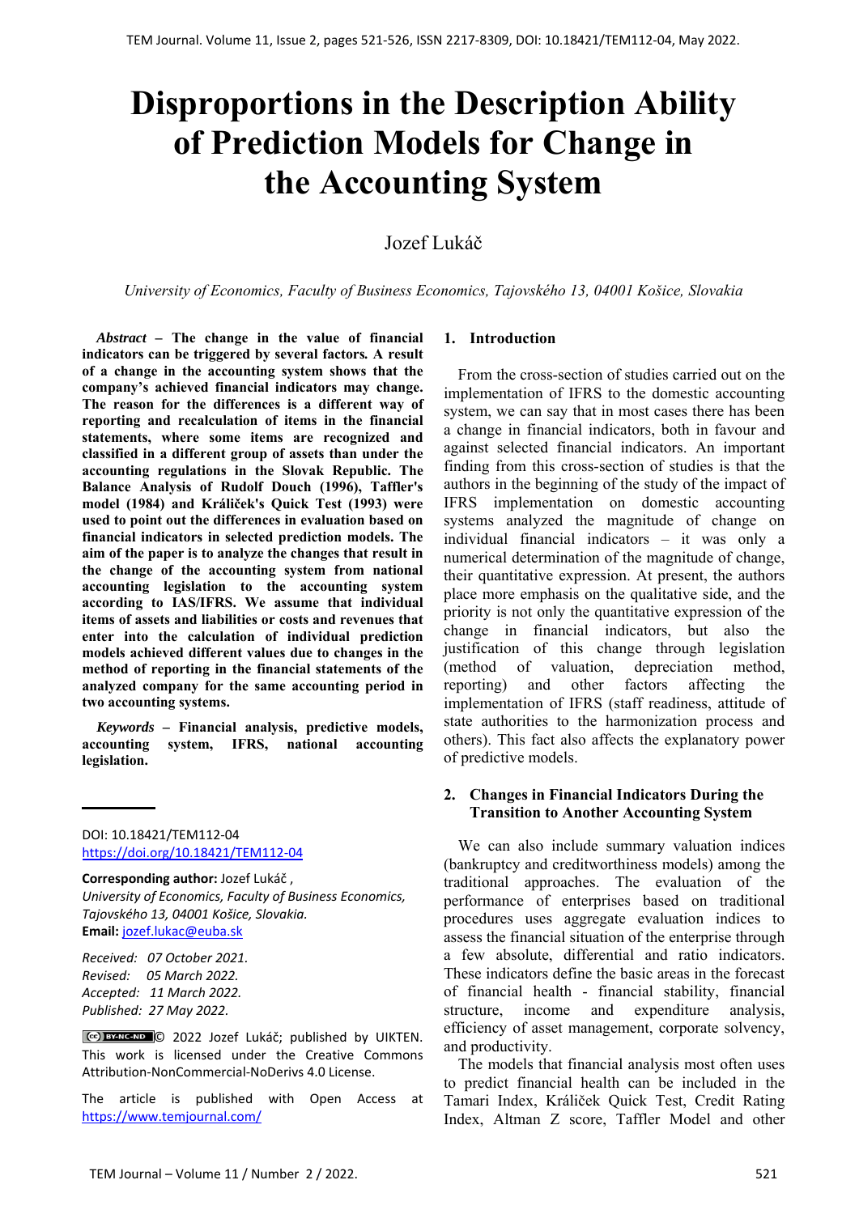# Disproportions in the Description Ability of Prediction Models for Change in the Accounting System

Jozef Lukáč

*University of Economics, Faculty of Business Economics, Tajovského 13, 04001 Košice, Slovakia*

***Abstract* – The change in the value of financial indicators can be triggered by several factors. A result of a change in the accounting system shows that the company's achieved financial indicators may change. The reason for the differences is a different way of reporting and recalculation of items in the financial statements, where some items are recognized and classified in a different group of assets than under the accounting regulations in the Slovak Republic. The Balance Analysis of Rudolf Douch (1996), Taffler's model (1984) and Králiček's Quick Test (1993) were used to point out the differences in evaluation based on financial indicators in selected prediction models. The aim of the paper is to analyze the changes that result in the change of the accounting system from national accounting legislation to the accounting system according to IAS/IFRS. We assume that individual items of assets and liabilities or costs and revenues that enter into the calculation of individual prediction models achieved different values due to changes in the method of reporting in the financial statements of the analyzed company for the same accounting period in two accounting systems.**

***Keywords* – Financial analysis, predictive models, accounting system, IFRS, national accounting legislation.**

DOI: 10.18421/TEM112-04
https://doi.org/10.18421/TEM112-04

**Corresponding author:** Jozef Lukáč ,
*University of Economics, Faculty of Business Economics, Tajovského 13, 04001 Košice, Slovakia.*
**Email:** jozef.lukac@euba.sk

*Received: 07 October 2021.*
*Revised: 05 March 2022.*
*Accepted: 11 March 2022.*
*Published: 27 May 2022.*

© 2022 Jozef Lukáč; published by UIKTEN. This work is licensed under the Creative Commons Attribution-NonCommercial-NoDerivs 4.0 License.

The article is published with Open Access at https://www.temjournal.com/

## 1. Introduction

From the cross-section of studies carried out on the implementation of IFRS to the domestic accounting system, we can say that in most cases there has been a change in financial indicators, both in favour and against selected financial indicators. An important finding from this cross-section of studies is that the authors in the beginning of the study of the impact of IFRS implementation on domestic accounting systems analyzed the magnitude of change on individual financial indicators – it was only a numerical determination of the magnitude of change, their quantitative expression. At present, the authors place more emphasis on the qualitative side, and the priority is not only the quantitative expression of the change in financial indicators, but also the justification of this change through legislation (method of valuation, depreciation method, reporting) and other factors affecting the implementation of IFRS (staff readiness, attitude of state authorities to the harmonization process and others). This fact also affects the explanatory power of predictive models.

## 2. Changes in Financial Indicators During the Transition to Another Accounting System

We can also include summary valuation indices (bankruptcy and creditworthiness models) among the traditional approaches. The evaluation of the performance of enterprises based on traditional procedures uses aggregate evaluation indices to assess the financial situation of the enterprise through a few absolute, differential and ratio indicators. These indicators define the basic areas in the forecast of financial health - financial stability, financial structure, income and expenditure analysis, efficiency of asset management, corporate solvency, and productivity.

The models that financial analysis most often uses to predict financial health can be included in the Tamari Index, Králiček Quick Test, Credit Rating Index, Altman Z score, Taffler Model and other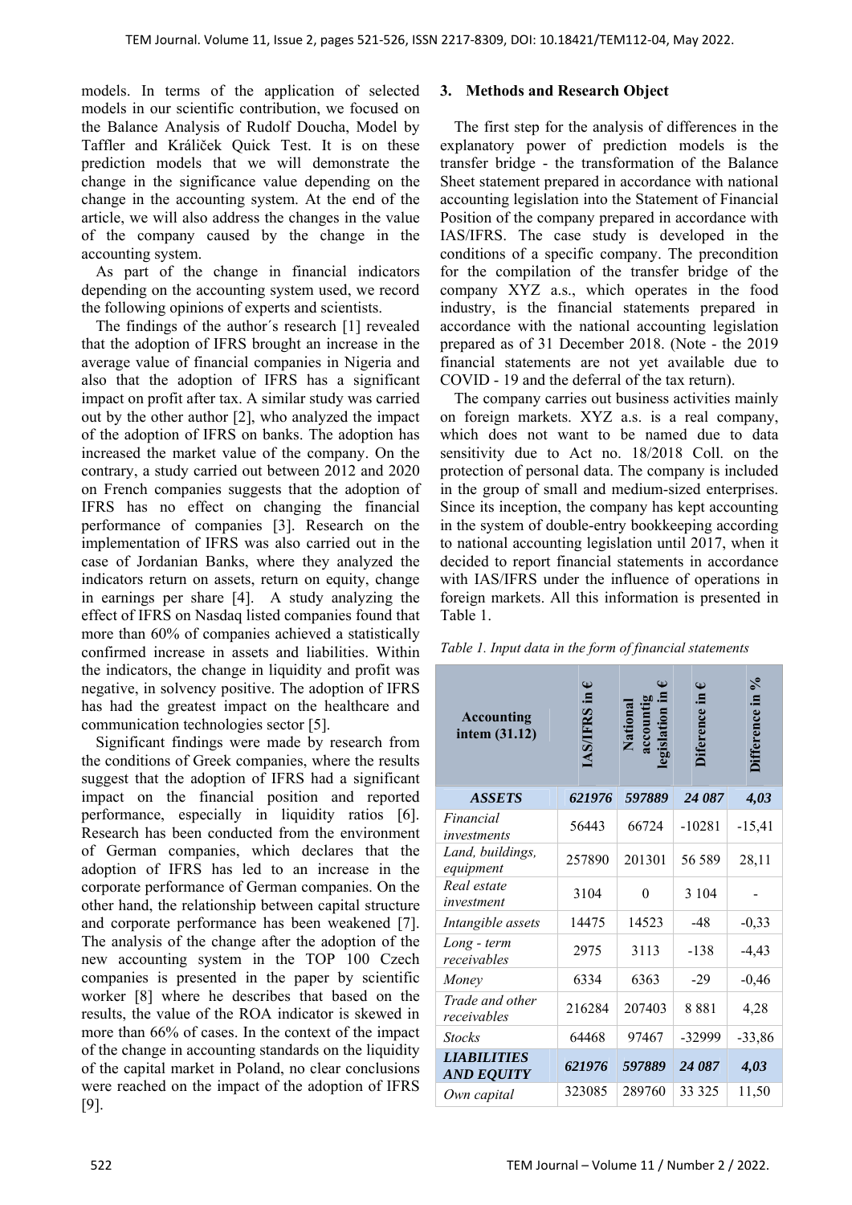models. In terms of the application of selected models in our scientific contribution, we focused on the Balance Analysis of Rudolf Doucha, Model by Taffler and Králiček Quick Test. It is on these prediction models that we will demonstrate the change in the significance value depending on the change in the accounting system. At the end of the article, we will also address the changes in the value of the company caused by the change in the accounting system.

As part of the change in financial indicators depending on the accounting system used, we record the following opinions of experts and scientists.

The findings of the author´s research [1] revealed that the adoption of IFRS brought an increase in the average value of financial companies in Nigeria and also that the adoption of IFRS has a significant impact on profit after tax. A similar study was carried out by the other author [2], who analyzed the impact of the adoption of IFRS on banks. The adoption has increased the market value of the company. On the contrary, a study carried out between 2012 and 2020 on French companies suggests that the adoption of IFRS has no effect on changing the financial performance of companies [3]. Research on the implementation of IFRS was also carried out in the case of Jordanian Banks, where they analyzed the indicators return on assets, return on equity, change in earnings per share [4]. A study analyzing the effect of IFRS on Nasdaq listed companies found that more than 60% of companies achieved a statistically confirmed increase in assets and liabilities. Within the indicators, the change in liquidity and profit was negative, in solvency positive. The adoption of IFRS has had the greatest impact on the healthcare and communication technologies sector [5].

Significant findings were made by research from the conditions of Greek companies, where the results suggest that the adoption of IFRS had a significant impact on the financial position and reported performance, especially in liquidity ratios [6]. Research has been conducted from the environment of German companies, which declares that the adoption of IFRS has led to an increase in the corporate performance of German companies. On the other hand, the relationship between capital structure and corporate performance has been weakened [7]. The analysis of the change after the adoption of the new accounting system in the TOP 100 Czech companies is presented in the paper by scientific worker [8] where he describes that based on the results, the value of the ROA indicator is skewed in more than 66% of cases. In the context of the impact of the change in accounting standards on the liquidity of the capital market in Poland, no clear conclusions were reached on the impact of the adoption of IFRS [9].

## 3. Methods and Research Object

The first step for the analysis of differences in the explanatory power of prediction models is the transfer bridge - the transformation of the Balance Sheet statement prepared in accordance with national accounting legislation into the Statement of Financial Position of the company prepared in accordance with IAS/IFRS. The case study is developed in the conditions of a specific company. The precondition for the compilation of the transfer bridge of the company XYZ a.s., which operates in the food industry, is the financial statements prepared in accordance with the national accounting legislation prepared as of 31 December 2018. (Note - the 2019 financial statements are not yet available due to COVID - 19 and the deferral of the tax return).

The company carries out business activities mainly on foreign markets. XYZ a.s. is a real company, which does not want to be named due to data sensitivity due to Act no. 18/2018 Coll. on the protection of personal data. The company is included in the group of small and medium-sized enterprises. Since its inception, the company has kept accounting in the system of double-entry bookkeeping according to national accounting legislation until 2017, when it decided to report financial statements in accordance with IAS/IFRS under the influence of operations in foreign markets. All this information is presented in Table 1.

*Table 1. Input data in the form of financial statements*

| Accounting intem (31.12) | IAS/IFRS in € | National accountig legislation in € | Diference in € | Difference in % |
|---|---|---|---|---|
| ***ASSETS*** | ***621976*** | ***597889*** | ***24 087*** | ***4,03*** |
| *Financial investments* | 56443 | 66724 | -10281 | -15,41 |
| *Land, buildings, equipment* | 257890 | 201301 | 56 589 | 28,11 |
| *Real estate investment* | 3104 | 0 | 3 104 | - |
| *Intangible assets* | 14475 | 14523 | -48 | -0,33 |
| *Long - term receivables* | 2975 | 3113 | -138 | -4,43 |
| *Money* | 6334 | 6363 | -29 | -0,46 |
| *Trade and other receivables* | 216284 | 207403 | 8 881 | 4,28 |
| *Stocks* | 64468 | 97467 | -32999 | -33,86 |
| ***LIABILITIES AND EQUITY*** | ***621976*** | ***597889*** | ***24 087*** | ***4,03*** |
| *Own capital* | 323085 | 289760 | 33 325 | 11,50 |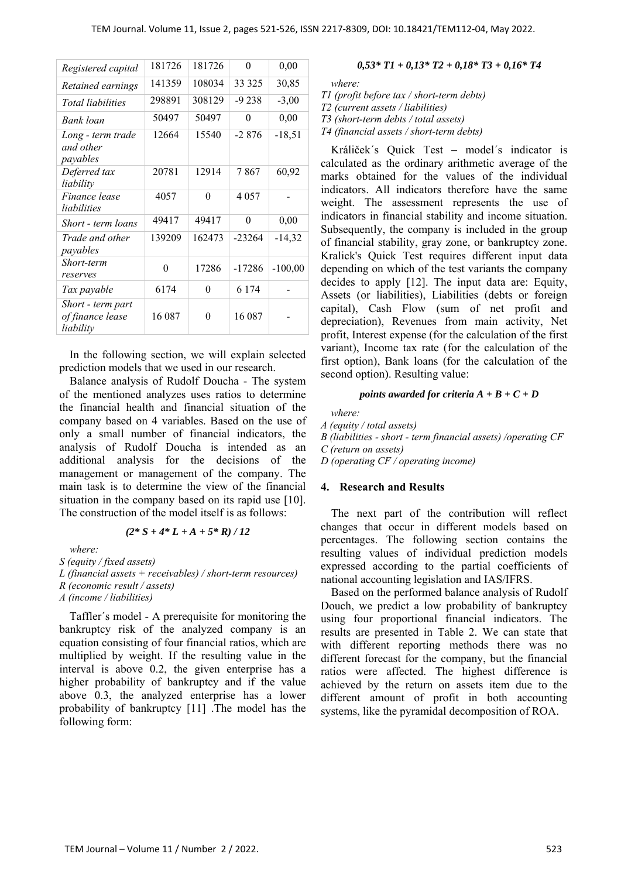| Registered capital | 181726 | 181726 | 0 | 0,00 |
|---|---|---|---|---|
| Retained earnings | 141359 | 108034 | 33 325 | 30,85 |
| Total liabilities | 298891 | 308129 | -9 238 | -3,00 |
| Bank loan | 50497 | 50497 | 0 | 0,00 |
| Long - term trade and other payables | 12664 | 15540 | -2 876 | -18,51 |
| Deferred tax liability | 20781 | 12914 | 7 867 | 60,92 |
| Finance lease liabilities | 4057 | 0 | 4 057 | - |
| Short - term loans | 49417 | 49417 | 0 | 0,00 |
| Trade and other payables | 139209 | 162473 | -23264 | -14,32 |
| Short-term reserves | 0 | 17286 | -17286 | -100,00 |
| Tax payable | 6174 | 0 | 6 174 | - |
| Short - term part of finance lease liability | 16 087 | 0 | 16 087 | - |

In the following section, we will explain selected prediction models that we used in our research.

Balance analysis of Rudolf Doucha - The system of the mentioned analyzes uses ratios to determine the financial health and financial situation of the company based on 4 variables. Based on the use of only a small number of financial indicators, the analysis of Rudolf Doucha is intended as an additional analysis for the decisions of the management or management of the company. The main task is to determine the view of the financial situation in the company based on its rapid use [10]. The construction of the model itself is as follows:

$$(2 * S + 4 * L + A + 5 * R) / 12$$

*where:*
*S (equity / fixed assets)*
*L (financial assets + receivables) / short-term resources)*
*R (economic result / assets)*
*A (income / liabilities)*

Taffler´s model - A prerequisite for monitoring the bankruptcy risk of the analyzed company is an equation consisting of four financial ratios, which are multiplied by weight. If the resulting value in the interval is above 0.2, the given enterprise has a higher probability of bankruptcy and if the value above 0.3, the analyzed enterprise has a lower probability of bankruptcy [11] .The model has the following form:

$$0{,}53 * T1 + 0{,}13 * T2 + 0{,}18 * T3 + 0{,}16 * T4$$

*where:*
*T1 (profit before tax / short-term debts)*
*T2 (current assets / liabilities)*
*T3 (short-term debts / total assets)*
*T4 (financial assets / short-term debts)*

Králiček´s Quick Test – model´s indicator is calculated as the ordinary arithmetic average of the marks obtained for the values of the individual indicators. All indicators therefore have the same weight. The assessment represents the use of indicators in financial stability and income situation. Subsequently, the company is included in the group of financial stability, gray zone, or bankruptcy zone. Kralick's Quick Test requires different input data depending on which of the test variants the company decides to apply [12]. The input data are: Equity, Assets (or liabilities), Liabilities (debts or foreign capital), Cash Flow (sum of net profit and depreciation), Revenues from main activity, Net profit, Interest expense (for the calculation of the first variant), Income tax rate (for the calculation of the first option), Bank loans (for the calculation of the second option). Resulting value:

***points awarded for criteria A + B + C + D***

*where:*
*A (equity / total assets)*
*B (liabilities - short - term financial assets) /operating CF*
*C (return on assets)*
*D (operating CF / operating income)*

## 4. Research and Results

The next part of the contribution will reflect changes that occur in different models based on percentages. The following section contains the resulting values of individual prediction models expressed according to the partial coefficients of national accounting legislation and IAS/IFRS.

Based on the performed balance analysis of Rudolf Douch, we predict a low probability of bankruptcy using four proportional financial indicators. The results are presented in Table 2. We can state that with different reporting methods there was no different forecast for the company, but the financial ratios were affected. The highest difference is achieved by the return on assets item due to the different amount of profit in both accounting systems, like the pyramidal decomposition of ROA.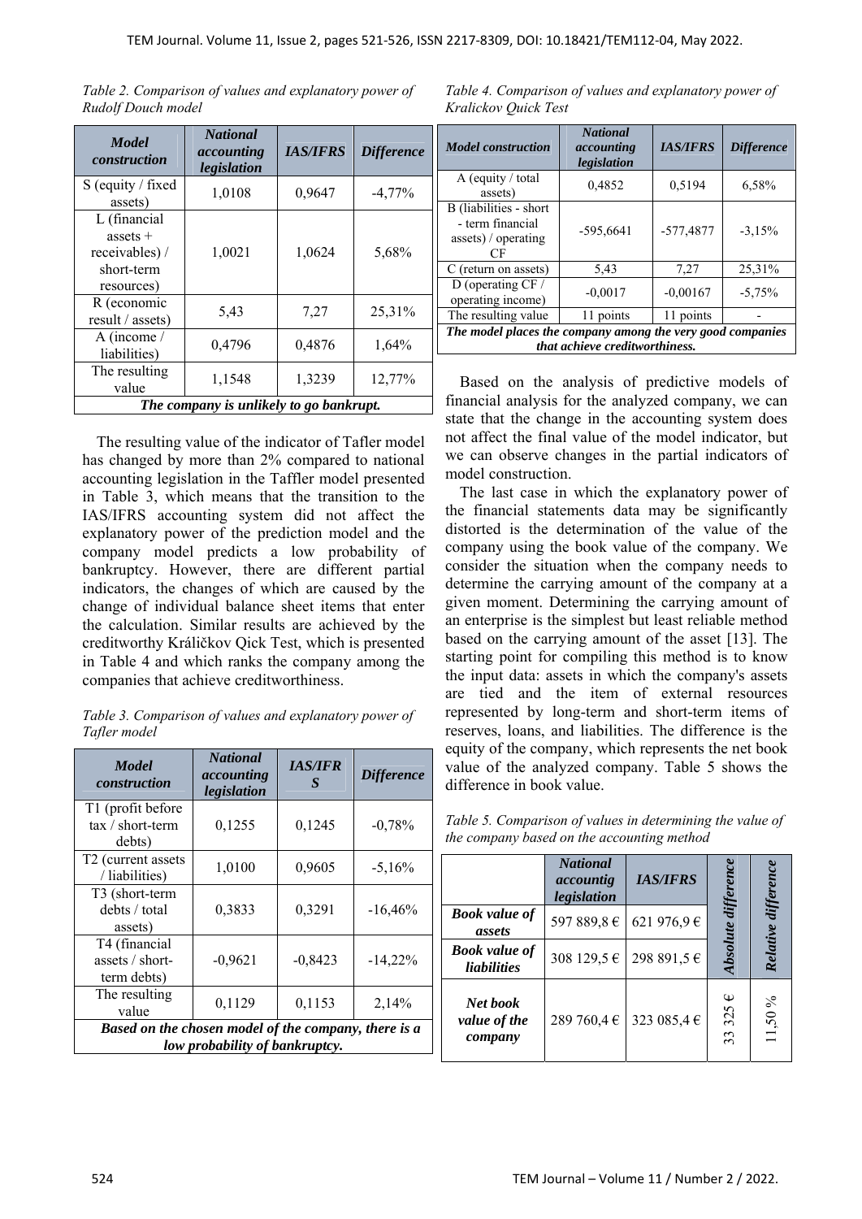*Table 2. Comparison of values and explanatory power of Rudolf Douch model*

| *Model construction* | *National accounting legislation* | *IAS/IFRS* | *Difference* |
|---|---|---|---|
| S (equity / fixed assets) | 1,0108 | 0,9647 | -4,77% |
| L (financial assets + receivables) / short-term resources) | 1,0021 | 1,0624 | 5,68% |
| R (economic result / assets) | 5,43 | 7,27 | 25,31% |
| A (income / liabilities) | 0,4796 | 0,4876 | 1,64% |
| The resulting value | 1,1548 | 1,3239 | 12,77% |
| ***The company is unlikely to go bankrupt.*** | | | |

The resulting value of the indicator of Tafler model has changed by more than 2% compared to national accounting legislation in the Taffler model presented in Table 3, which means that the transition to the IAS/IFRS accounting system did not affect the explanatory power of the prediction model and the company model predicts a low probability of bankruptcy. However, there are different partial indicators, the changes of which are caused by the change of individual balance sheet items that enter the calculation. Similar results are achieved by the creditworthy Králičkov Qick Test, which is presented in Table 4 and which ranks the company among the companies that achieve creditworthiness.

*Table 3. Comparison of values and explanatory power of Tafler model*

| *Model construction* | *National accounting legislation* | *IAS/IFRS* | *Difference* |
|---|---|---|---|
| T1 (profit before tax / short-term debts) | 0,1255 | 0,1245 | -0,78% |
| T2 (current assets / liabilities) | 1,0100 | 0,9605 | -5,16% |
| T3 (short-term debts / total assets) | 0,3833 | 0,3291 | -16,46% |
| T4 (financial assets / short-term debts) | -0,9621 | -0,8423 | -14,22% |
| The resulting value | 0,1129 | 0,1153 | 2,14% |
| ***Based on the chosen model of the company, there is a low probability of bankruptcy.*** | | | |

*Table 4. Comparison of values and explanatory power of Kralickov Quick Test*

| *Model construction* | *National accounting legislation* | *IAS/IFRS* | *Difference* |
|---|---|---|---|
| A (equity / total assets) | 0,4852 | 0,5194 | 6,58% |
| B (liabilities - short - term financial assets) / operating CF | -595,6641 | -577,4877 | -3,15% |
| C (return on assets) | 5,43 | 7,27 | 25,31% |
| D (operating CF / operating income) | -0,0017 | -0,00167 | -5,75% |
| The resulting value | 11 points | 11 points | - |
| ***The model places the company among the very good companies that achieve creditworthiness.*** | | | |

Based on the analysis of predictive models of financial analysis for the analyzed company, we can state that the change in the accounting system does not affect the final value of the model indicator, but we can observe changes in the partial indicators of model construction.

The last case in which the explanatory power of the financial statements data may be significantly distorted is the determination of the value of the company using the book value of the company. We consider the situation when the company needs to determine the carrying amount of the company at a given moment. Determining the carrying amount of an enterprise is the simplest but least reliable method based on the carrying amount of the asset [13]. The starting point for compiling this method is to know the input data: assets in which the company's assets are tied and the item of external resources represented by long-term and short-term items of reserves, loans, and liabilities. The difference is the equity of the company, which represents the net book value of the analyzed company. Table 5 shows the difference in book value.

*Table 5. Comparison of values in determining the value of the company based on the accounting method*

| | *National accountig legislation* | *IAS/IFRS* | *Absolute difference* | *Relative difference* |
|---|---|---|---|---|
| ***Book value of assets*** | 597 889,8 € | 621 976,9 € | | |
| ***Book value of liabilities*** | 308 129,5 € | 298 891,5 € | | |
| ***Net book value of the company*** | 289 760,4 € | 323 085,4 € | 33 325 € | 11,50 % |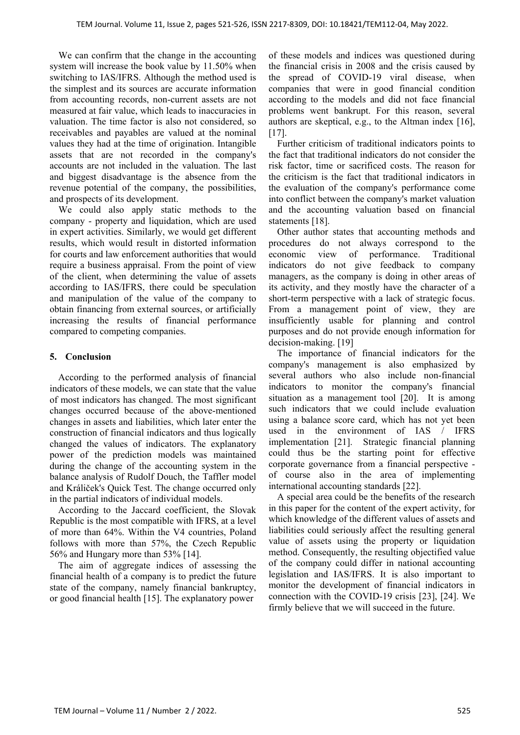We can confirm that the change in the accounting system will increase the book value by 11.50% when switching to IAS/IFRS. Although the method used is the simplest and its sources are accurate information from accounting records, non-current assets are not measured at fair value, which leads to inaccuracies in valuation. The time factor is also not considered, so receivables and payables are valued at the nominal values they had at the time of origination. Intangible assets that are not recorded in the company's accounts are not included in the valuation. The last and biggest disadvantage is the absence from the revenue potential of the company, the possibilities, and prospects of its development.

We could also apply static methods to the company - property and liquidation, which are used in expert activities. Similarly, we would get different results, which would result in distorted information for courts and law enforcement authorities that would require a business appraisal. From the point of view of the client, when determining the value of assets according to IAS/IFRS, there could be speculation and manipulation of the value of the company to obtain financing from external sources, or artificially increasing the results of financial performance compared to competing companies.

## 5. Conclusion

According to the performed analysis of financial indicators of these models, we can state that the value of most indicators has changed. The most significant changes occurred because of the above-mentioned changes in assets and liabilities, which later enter the construction of financial indicators and thus logically changed the values of indicators. The explanatory power of the prediction models was maintained during the change of the accounting system in the balance analysis of Rudolf Douch, the Taffler model and Králiček's Quick Test. The change occurred only in the partial indicators of individual models.

According to the Jaccard coefficient, the Slovak Republic is the most compatible with IFRS, at a level of more than 64%. Within the V4 countries, Poland follows with more than 57%, the Czech Republic 56% and Hungary more than 53% [14].

The aim of aggregate indices of assessing the financial health of a company is to predict the future state of the company, namely financial bankruptcy, or good financial health [15]. The explanatory power of these models and indices was questioned during the financial crisis in 2008 and the crisis caused by the spread of COVID-19 viral disease, when companies that were in good financial condition according to the models and did not face financial problems went bankrupt. For this reason, several authors are skeptical, e.g., to the Altman index [16], [17].

Further criticism of traditional indicators points to the fact that traditional indicators do not consider the risk factor, time or sacrificed costs. The reason for the criticism is the fact that traditional indicators in the evaluation of the company's performance come into conflict between the company's market valuation and the accounting valuation based on financial statements [18].

Other author states that accounting methods and procedures do not always correspond to the economic view of performance. Traditional indicators do not give feedback to company managers, as the company is doing in other areas of its activity, and they mostly have the character of a short-term perspective with a lack of strategic focus. From a management point of view, they are insufficiently usable for planning and control purposes and do not provide enough information for decision-making. [19]

The importance of financial indicators for the company's management is also emphasized by several authors who also include non-financial indicators to monitor the company's financial situation as a management tool [20]. It is among such indicators that we could include evaluation using a balance score card, which has not yet been used in the environment of IAS / IFRS implementation [21]. Strategic financial planning could thus be the starting point for effective corporate governance from a financial perspective - of course also in the area of implementing international accounting standards [22].

A special area could be the benefits of the research in this paper for the content of the expert activity, for which knowledge of the different values of assets and liabilities could seriously affect the resulting general value of assets using the property or liquidation method. Consequently, the resulting objectified value of the company could differ in national accounting legislation and IAS/IFRS. It is also important to monitor the development of financial indicators in connection with the COVID-19 crisis [23], [24]. We firmly believe that we will succeed in the future.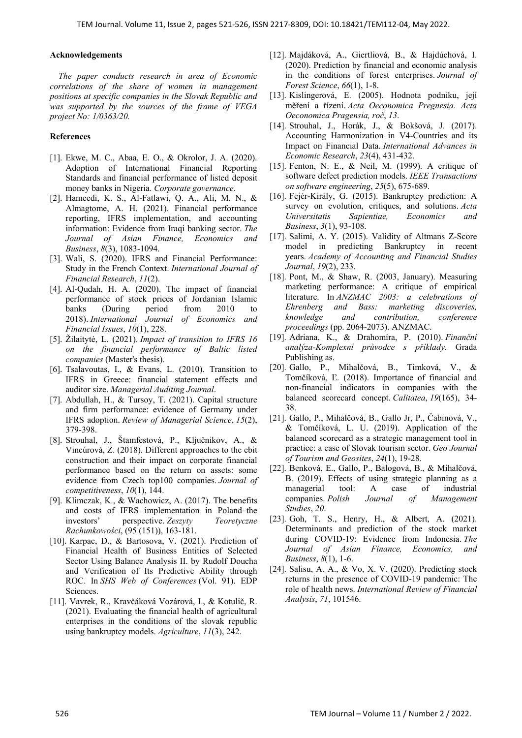### Acknowledgements

*The paper conducts research in area of Economic correlations of the share of women in management positions at specific companies in the Slovak Republic and was supported by the sources of the frame of VEGA project No: 1/0363/20.*

### References

[1]. Ekwe, M. C., Abaa, E. O., & Okrolor, J. A. (2020). Adoption of International Financial Reporting Standards and financial performance of listed deposit money banks in Nigeria. *Corporate governance*.

[2]. Hameedi, K. S., Al-Fatlawi, Q. A., Ali, M. N., & Almagtome, A. H. (2021). Financial performance reporting, IFRS implementation, and accounting information: Evidence from Iraqi banking sector. *The Journal of Asian Finance, Economics and Business*, *8*(3), 1083-1094.

[3]. Wali, S. (2020). IFRS and Financial Performance: Study in the French Context. *International Journal of Financial Research*, *11*(2).

[4]. Al-Qudah, H. A. (2020). The impact of financial performance of stock prices of Jordanian Islamic banks (During period from 2010 to 2018). *International Journal of Economics and Financial Issues*, *10*(1), 228.

[5]. Žilaitytė, L. (2021). *Impact of transition to IFRS 16 on the financial performance of Baltic listed companies* (Master's thesis).

[6]. Tsalavoutas, I., & Evans, L. (2010). Transition to IFRS in Greece: financial statement effects and auditor size. *Managerial Auditing Journal*.

[7]. Abdullah, H., & Tursoy, T. (2021). Capital structure and firm performance: evidence of Germany under IFRS adoption. *Review of Managerial Science*, *15*(2), 379-398.

[8]. Strouhal, J., Štamfestová, P., Ključnikov, A., & Vincúrová, Z. (2018). Different approaches to the ebit construction and their impact on corporate financial performance based on the return on assets: some evidence from Czech top100 companies. *Journal of competitiveness*, *10*(1), 144.

[9]. Klimczak, K., & Wachowicz, A. (2017). The benefits and costs of IFRS implementation in Poland–the investors' perspective. *Zeszyty Teoretyczne Rachunkowości*, (95 (151)), 163-181.

[10]. Karpac, D., & Bartosova, V. (2021). Prediction of Financial Health of Business Entities of Selected Sector Using Balance Analysis II. by Rudolf Doucha and Verification of Its Predictive Ability through ROC. In *SHS Web of Conferences* (Vol. 91). EDP Sciences.

[11]. Vavrek, R., Kravčáková Vozárová, I., & Kotulič, R. (2021). Evaluating the financial health of agricultural enterprises in the conditions of the slovak republic using bankruptcy models. *Agriculture*, *11*(3), 242.

[12]. Majdáková, A., Giertliová, B., & Hajdúchová, I. (2020). Prediction by financial and economic analysis in the conditions of forest enterprises. *Journal of Forest Science*, *66*(1), 1-8.

[13]. Kislingerová, E. (2005). Hodnota podniku, její měření a řízení. *Acta Oeconomica Pregnesia. Acta Oeconomica Pragensia, roč*, *13*.

[14]. Strouhal, J., Horák, J., & Bokšová, J. (2017). Accounting Harmonization in V4-Countries and its Impact on Financial Data. *International Advances in Economic Research*, *23*(4), 431-432.

[15]. Fenton, N. E., & Neil, M. (1999). A critique of software defect prediction models. *IEEE Transactions on software engineering*, *25*(5), 675-689.

[16]. Fejér-Király, G. (2015). Bankruptcy prediction: A survey on evolution, critiques, and solutions. *Acta Universitatis Sapientiae, Economics and Business*, *3*(1), 93-108.

[17]. Salimi, A. Y. (2015). Validity of Altmans Z-Score model in predicting Bankruptcy in recent years. *Academy of Accounting and Financial Studies Journal*, *19*(2), 233.

[18]. Pont, M., & Shaw, R. (2003, January). Measuring marketing performance: A critique of empirical literature. In *ANZMAC 2003: a celebrations of Ehrenberg and Bass: marketing discoveries, knowledge and contribution, conference proceedings* (pp. 2064-2073). ANZMAC.

[19]. Adriana, K., & Drahomíra, P. (2010). *Finanční analýza-Komplexní průvodce s příklady*. Grada Publishing as.

[20]. Gallo, P., Mihalčová, B., Timková, V., & Tomčíková, Ľ. (2018). Importance of financial and non-financial indicators in companies with the balanced scorecard concept. *Calitatea*, *19*(165), 34-38.

[21]. Gallo, P., Mihalčová, B., Gallo Jr, P., Čabinová, V., & Tomčíková, L. U. (2019). Application of the balanced scorecard as a strategic management tool in practice: a case of Slovak tourism sector. *Geo Journal of Tourism and Geosites*, *24*(1), 19-28.

[22]. Benková, E., Gallo, P., Balogová, B., & Mihalčová, B. (2019). Effects of using strategic planning as a managerial tool: A case of industrial companies. *Polish Journal of Management Studies*, *20*.

[23]. Goh, T. S., Henry, H., & Albert, A. (2021). Determinants and prediction of the stock market during COVID-19: Evidence from Indonesia. *The Journal of Asian Finance, Economics, and Business*, *8*(1), 1-6.

[24]. Salisu, A. A., & Vo, X. V. (2020). Predicting stock returns in the presence of COVID-19 pandemic: The role of health news. *International Review of Financial Analysis*, *71*, 101546.